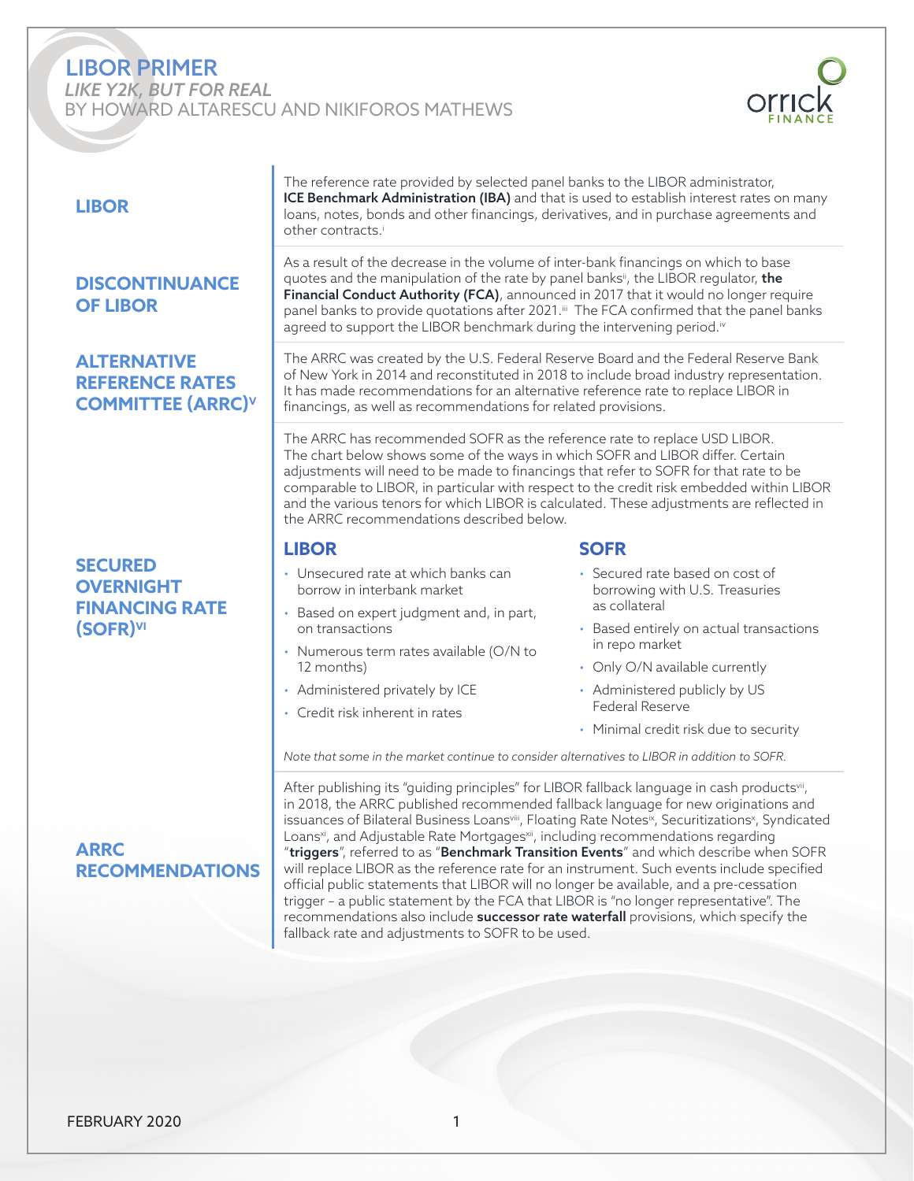# LIBOR PRIMER

*LIKE Y2K, BUT FOR REAL*

BY HOWARD ALTARESCU AND NIKIFOROS MATHEWS

## LIBOR

The reference rate provided by selected panel banks to the LIBOR administrator, **ICE Benchmark Administration (IBA)** and that is used to establish interest rates on many loans, notes, bonds and other financings, derivatives, and in purchase agreements and other contracts.[i]

## DISCONTINUANCE OF LIBOR

As a result of the decrease in the volume of inter-bank financings on which to base quotes and the manipulation of the rate by panel banks[ii], the LIBOR regulator, **the Financial Conduct Authority (FCA)**, announced in 2017 that it would no longer require panel banks to provide quotations after 2021.[iii] The FCA confirmed that the panel banks agreed to support the LIBOR benchmark during the intervening period.[iv]

## ALTERNATIVE REFERENCE RATES COMMITTEE (ARRC)[v]

The ARRC was created by the U.S. Federal Reserve Board and the Federal Reserve Bank of New York in 2014 and reconstituted in 2018 to include broad industry representation. It has made recommendations for an alternative reference rate to replace LIBOR in financings, as well as recommendations for related provisions.

## SECURED OVERNIGHT FINANCING RATE (SOFR)[vi]

The ARRC has recommended SOFR as the reference rate to replace USD LIBOR. The chart below shows some of the ways in which SOFR and LIBOR differ. Certain adjustments will need to be made to financings that refer to SOFR for that rate to be comparable to LIBOR, in particular with respect to the credit risk embedded within LIBOR and the various tenors for which LIBOR is calculated. These adjustments are reflected in the ARRC recommendations described below.

### LIBOR

- Unsecured rate at which banks can borrow in interbank market
- Based on expert judgment and, in part, on transactions
- Numerous term rates available (O/N to 12 months)
- Administered privately by ICE
- Credit risk inherent in rates

### SOFR

- Secured rate based on cost of borrowing with U.S. Treasuries as collateral
- Based entirely on actual transactions in repo market
- Only O/N available currently
- Administered publicly by US Federal Reserve
- Minimal credit risk due to security

*Note that some in the market continue to consider alternatives to LIBOR in addition to SOFR.*

## ARRC RECOMMENDATIONS

After publishing its "guiding principles" for LIBOR fallback language in cash products[vii], in 2018, the ARRC published recommended fallback language for new originations and issuances of Bilateral Business Loans[viii], Floating Rate Notes[ix], Securitizations[x], Syndicated Loans[xi], and Adjustable Rate Mortgages[xii], including recommendations regarding "**triggers**", referred to as "**Benchmark Transition Events**" and which describe when SOFR will replace LIBOR as the reference rate for an instrument. Such events include specified official public statements that LIBOR will no longer be available, and a pre-cessation trigger – a public statement by the FCA that LIBOR is "no longer representative". The recommendations also include **successor rate waterfall** provisions, which specify the fallback rate and adjustments to SOFR to be used.

FEBRUARY 2020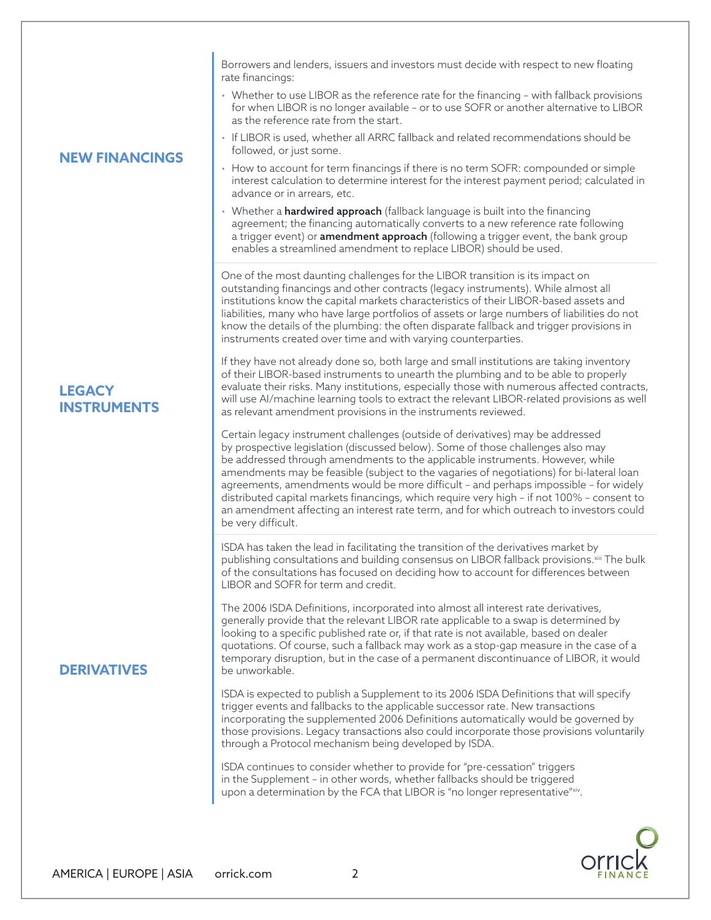## NEW FINANCINGS

Borrowers and lenders, issuers and investors must decide with respect to new floating rate financings:

- Whether to use LIBOR as the reference rate for the financing – with fallback provisions for when LIBOR is no longer available – or to use SOFR or another alternative to LIBOR as the reference rate from the start.
- If LIBOR is used, whether all ARRC fallback and related recommendations should be followed, or just some.
- How to account for term financings if there is no term SOFR: compounded or simple interest calculation to determine interest for the interest payment period; calculated in advance or in arrears, etc.
- Whether a **hardwired approach** (fallback language is built into the financing agreement; the financing automatically converts to a new reference rate following a trigger event) or **amendment approach** (following a trigger event, the bank group enables a streamlined amendment to replace LIBOR) should be used.

## LEGACY INSTRUMENTS

One of the most daunting challenges for the LIBOR transition is its impact on outstanding financings and other contracts (legacy instruments). While almost all institutions know the capital markets characteristics of their LIBOR-based assets and liabilities, many who have large portfolios of assets or large numbers of liabilities do not know the details of the plumbing: the often disparate fallback and trigger provisions in instruments created over time and with varying counterparties.

If they have not already done so, both large and small institutions are taking inventory of their LIBOR-based instruments to unearth the plumbing and to be able to properly evaluate their risks. Many institutions, especially those with numerous affected contracts, will use AI/machine learning tools to extract the relevant LIBOR-related provisions as well as relevant amendment provisions in the instruments reviewed.

Certain legacy instrument challenges (outside of derivatives) may be addressed by prospective legislation (discussed below). Some of those challenges also may be addressed through amendments to the applicable instruments. However, while amendments may be feasible (subject to the vagaries of negotiations) for bi-lateral loan agreements, amendments would be more difficult – and perhaps impossible – for widely distributed capital markets financings, which require very high – if not 100% – consent to an amendment affecting an interest rate term, and for which outreach to investors could be very difficult.

## DERIVATIVES

ISDA has taken the lead in facilitating the transition of the derivatives market by publishing consultations and building consensus on LIBOR fallback provisions.[xiii] The bulk of the consultations has focused on deciding how to account for differences between LIBOR and SOFR for term and credit.

The 2006 ISDA Definitions, incorporated into almost all interest rate derivatives, generally provide that the relevant LIBOR rate applicable to a swap is determined by looking to a specific published rate or, if that rate is not available, based on dealer quotations. Of course, such a fallback may work as a stop-gap measure in the case of a temporary disruption, but in the case of a permanent discontinuance of LIBOR, it would be unworkable.

ISDA is expected to publish a Supplement to its 2006 ISDA Definitions that will specify trigger events and fallbacks to the applicable successor rate. New transactions incorporating the supplemented 2006 Definitions automatically would be governed by those provisions. Legacy transactions also could incorporate those provisions voluntarily through a Protocol mechanism being developed by ISDA.

ISDA continues to consider whether to provide for "pre-cessation" triggers in the Supplement – in other words, whether fallbacks should be triggered upon a determination by the FCA that LIBOR is "no longer representative"[xiv].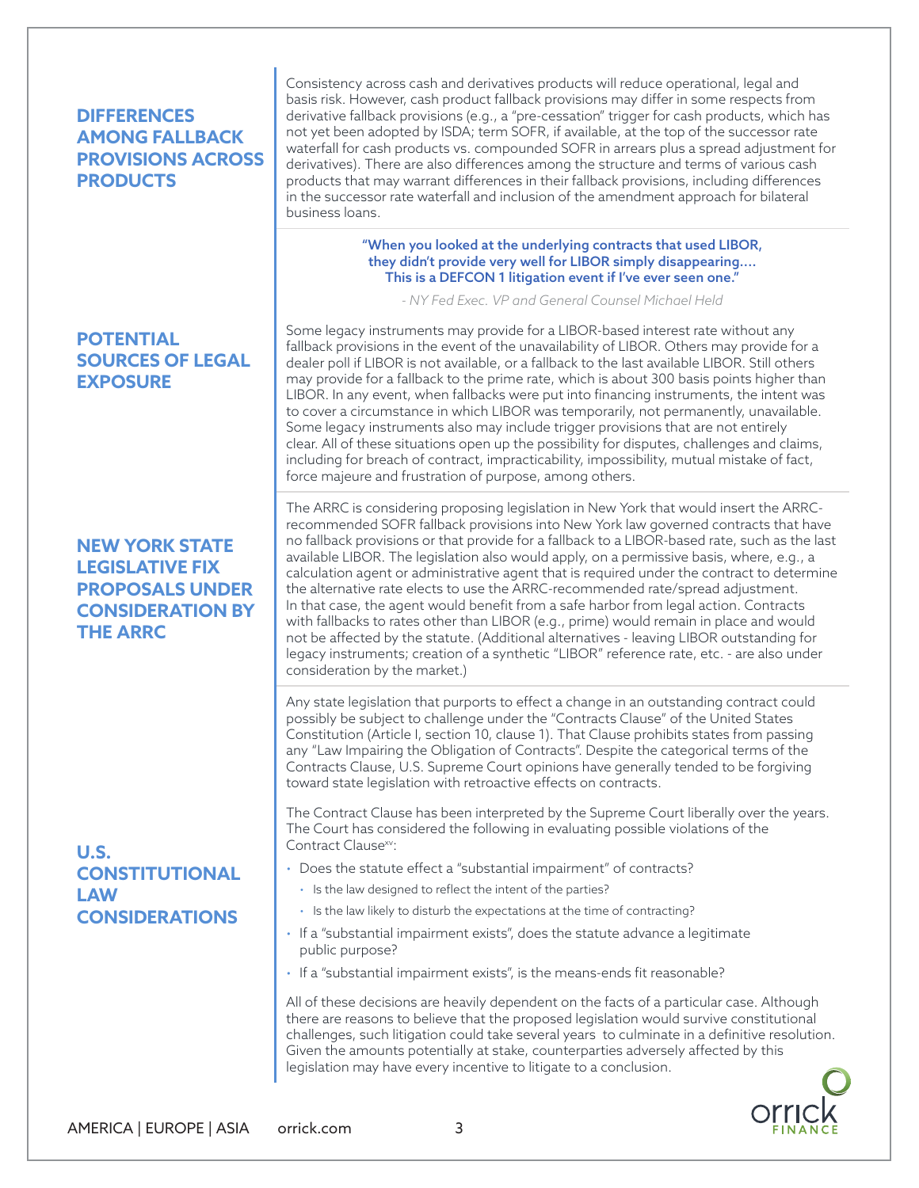## DIFFERENCES AMONG FALLBACK PROVISIONS ACROSS PRODUCTS

Consistency across cash and derivatives products will reduce operational, legal and basis risk. However, cash product fallback provisions may differ in some respects from derivative fallback provisions (e.g., a "pre-cessation" trigger for cash products, which has not yet been adopted by ISDA; term SOFR, if available, at the top of the successor rate waterfall for cash products vs. compounded SOFR in arrears plus a spread adjustment for derivatives). There are also differences among the structure and terms of various cash products that may warrant differences in their fallback provisions, including differences in the successor rate waterfall and inclusion of the amendment approach for bilateral business loans.

> **"When you looked at the underlying contracts that used LIBOR, they didn't provide very well for LIBOR simply disappearing.... This is a DEFCON 1 litigation event if I've ever seen one."**
>
> *- NY Fed Exec. VP and General Counsel Michael Held*

## POTENTIAL SOURCES OF LEGAL EXPOSURE

Some legacy instruments may provide for a LIBOR-based interest rate without any fallback provisions in the event of the unavailability of LIBOR. Others may provide for a dealer poll if LIBOR is not available, or a fallback to the last available LIBOR. Still others may provide for a fallback to the prime rate, which is about 300 basis points higher than LIBOR. In any event, when fallbacks were put into financing instruments, the intent was to cover a circumstance in which LIBOR was temporarily, not permanently, unavailable. Some legacy instruments also may include trigger provisions that are not entirely clear. All of these situations open up the possibility for disputes, challenges and claims, including for breach of contract, impracticability, impossibility, mutual mistake of fact, force majeure and frustration of purpose, among others.

## NEW YORK STATE LEGISLATIVE FIX PROPOSALS UNDER CONSIDERATION BY THE ARRC

The ARRC is considering proposing legislation in New York that would insert the ARRC-recommended SOFR fallback provisions into New York law governed contracts that have no fallback provisions or that provide for a fallback to a LIBOR-based rate, such as the last available LIBOR. The legislation also would apply, on a permissive basis, where, e.g., a calculation agent or administrative agent that is required under the contract to determine the alternative rate elects to use the ARRC-recommended rate/spread adjustment. In that case, the agent would benefit from a safe harbor from legal action. Contracts with fallbacks to rates other than LIBOR (e.g., prime) would remain in place and would not be affected by the statute. (Additional alternatives - leaving LIBOR outstanding for legacy instruments; creation of a synthetic "LIBOR" reference rate, etc. - are also under consideration by the market.)

## U.S. CONSTITUTIONAL LAW CONSIDERATIONS

Any state legislation that purports to effect a change in an outstanding contract could possibly be subject to challenge under the "Contracts Clause" of the United States Constitution (Article I, section 10, clause 1). That Clause prohibits states from passing any "Law Impairing the Obligation of Contracts". Despite the categorical terms of the Contracts Clause, U.S. Supreme Court opinions have generally tended to be forgiving toward state legislation with retroactive effects on contracts.

The Contract Clause has been interpreted by the Supreme Court liberally over the years. The Court has considered the following in evaluating possible violations of the Contract Clause[xv]:

- Does the statute effect a "substantial impairment" of contracts?
  - Is the law designed to reflect the intent of the parties?
  - Is the law likely to disturb the expectations at the time of contracting?
- If a "substantial impairment exists", does the statute advance a legitimate public purpose?
- If a "substantial impairment exists", is the means-ends fit reasonable?

All of these decisions are heavily dependent on the facts of a particular case. Although there are reasons to believe that the proposed legislation would survive constitutional challenges, such litigation could take several years to culminate in a definitive resolution. Given the amounts potentially at stake, counterparties adversely affected by this legislation may have every incentive to litigate to a conclusion.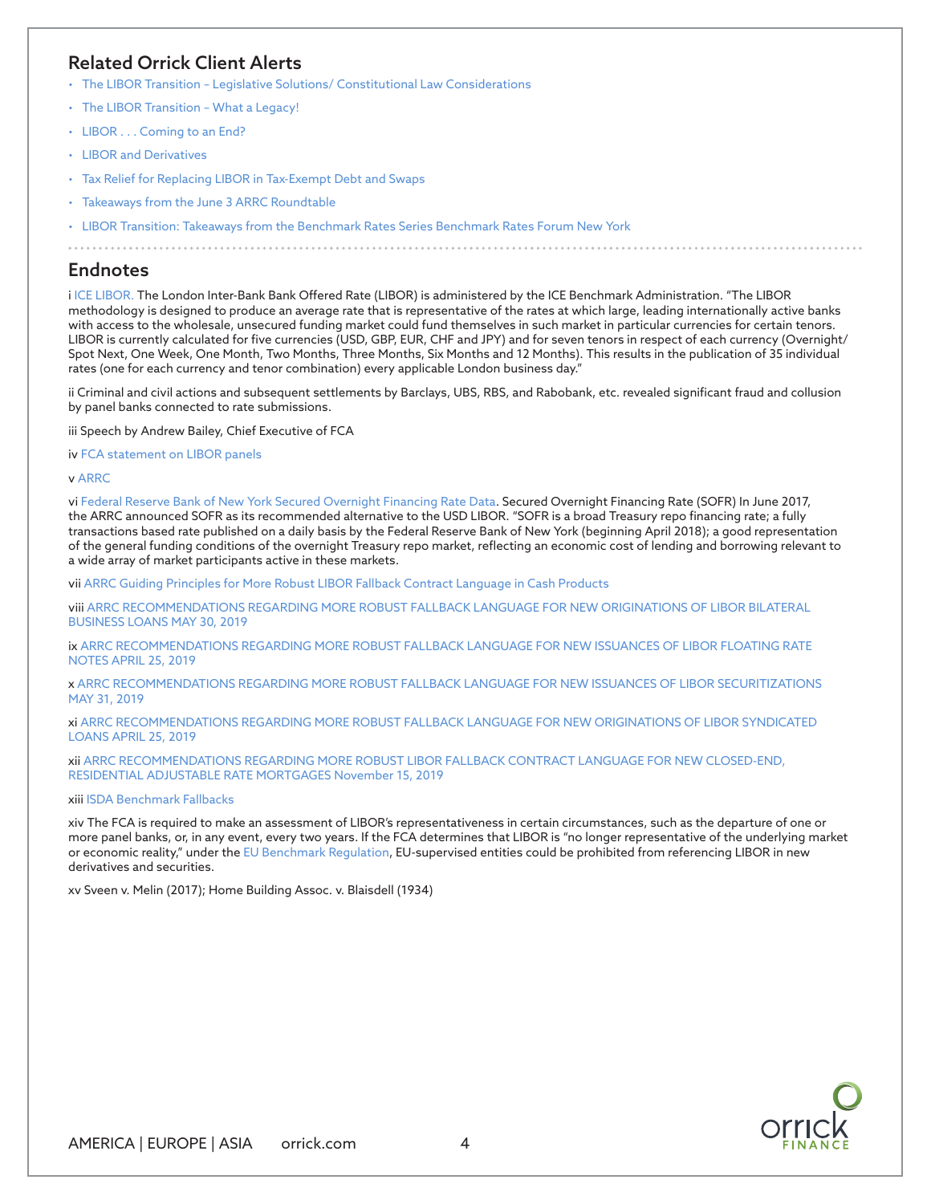## Related Orrick Client Alerts

- The LIBOR Transition – Legislative Solutions/ Constitutional Law Considerations
- The LIBOR Transition – What a Legacy!
- LIBOR . . . Coming to an End?
- LIBOR and Derivatives
- Tax Relief for Replacing LIBOR in Tax-Exempt Debt and Swaps
- Takeaways from the June 3 ARRC Roundtable
- LIBOR Transition: Takeaways from the Benchmark Rates Series Benchmark Rates Forum New York

## Endnotes

i ICE LIBOR. The London Inter-Bank Bank Offered Rate (LIBOR) is administered by the ICE Benchmark Administration. "The LIBOR methodology is designed to produce an average rate that is representative of the rates at which large, leading internationally active banks with access to the wholesale, unsecured funding market could fund themselves in such market in particular currencies for certain tenors. LIBOR is currently calculated for five currencies (USD, GBP, EUR, CHF and JPY) and for seven tenors in respect of each currency (Overnight/ Spot Next, One Week, One Month, Two Months, Three Months, Six Months and 12 Months). This results in the publication of 35 individual rates (one for each currency and tenor combination) every applicable London business day."

ii Criminal and civil actions and subsequent settlements by Barclays, UBS, RBS, and Rabobank, etc. revealed significant fraud and collusion by panel banks connected to rate submissions.

iii Speech by Andrew Bailey, Chief Executive of FCA

iv FCA statement on LIBOR panels

v ARRC

vi Federal Reserve Bank of New York Secured Overnight Financing Rate Data. Secured Overnight Financing Rate (SOFR) In June 2017, the ARRC announced SOFR as its recommended alternative to the USD LIBOR. "SOFR is a broad Treasury repo financing rate; a fully transactions based rate published on a daily basis by the Federal Reserve Bank of New York (beginning April 2018); a good representation of the general funding conditions of the overnight Treasury repo market, reflecting an economic cost of lending and borrowing relevant to a wide array of market participants active in these markets.

vii ARRC Guiding Principles for More Robust LIBOR Fallback Contract Language in Cash Products

viii ARRC RECOMMENDATIONS REGARDING MORE ROBUST FALLBACK LANGUAGE FOR NEW ORIGINATIONS OF LIBOR BILATERAL BUSINESS LOANS MAY 30, 2019

ix ARRC RECOMMENDATIONS REGARDING MORE ROBUST FALLBACK LANGUAGE FOR NEW ISSUANCES OF LIBOR FLOATING RATE NOTES APRIL 25, 2019

x ARRC RECOMMENDATIONS REGARDING MORE ROBUST FALLBACK LANGUAGE FOR NEW ISSUANCES OF LIBOR SECURITIZATIONS MAY 31, 2019

xi ARRC RECOMMENDATIONS REGARDING MORE ROBUST FALLBACK LANGUAGE FOR NEW ORIGINATIONS OF LIBOR SYNDICATED LOANS APRIL 25, 2019

xii ARRC RECOMMENDATIONS REGARDING MORE ROBUST LIBOR FALLBACK CONTRACT LANGUAGE FOR NEW CLOSED-END, RESIDENTIAL ADJUSTABLE RATE MORTGAGES November 15, 2019

xiii ISDA Benchmark Fallbacks

xiv The FCA is required to make an assessment of LIBOR's representativeness in certain circumstances, such as the departure of one or more panel banks, or, in any event, every two years. If the FCA determines that LIBOR is "no longer representative of the underlying market or economic reality," under the EU Benchmark Regulation, EU-supervised entities could be prohibited from referencing LIBOR in new derivatives and securities.

xv Sveen v. Melin (2017); Home Building Assoc. v. Blaisdell (1934)